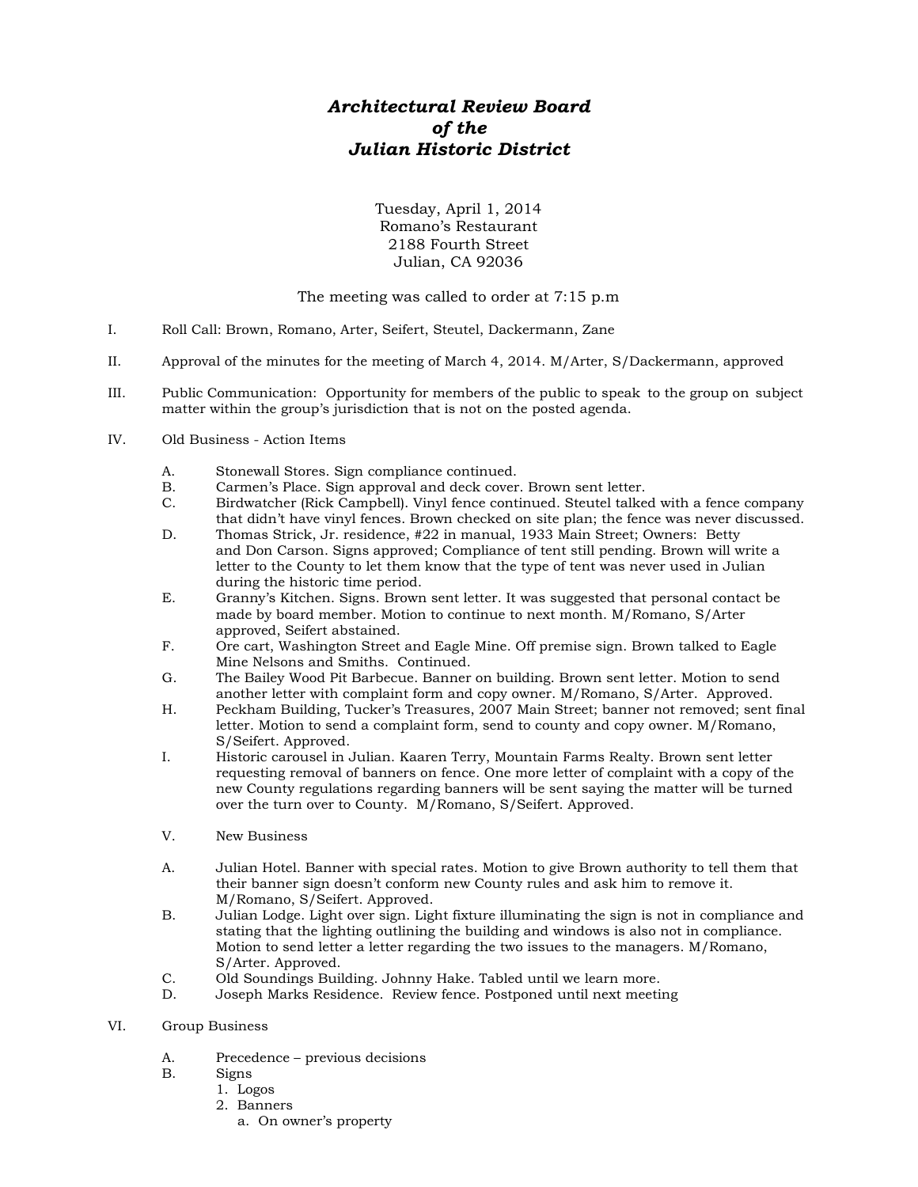# *Architectural Review Board of the Julian Historic District*

Tuesday, April 1, 2014
Romano's Restaurant
2188 Fourth Street
Julian, CA 92036

The meeting was called to order at 7:15 p.m

I. Roll Call: Brown, Romano, Arter, Seifert, Steutel, Dackermann, Zane

II. Approval of the minutes for the meeting of March 4, 2014. M/Arter, S/Dackermann, approved

III. Public Communication: Opportunity for members of the public to speak to the group on subject matter within the group's jurisdiction that is not on the posted agenda.

IV. Old Business - Action Items

   A. Stonewall Stores. Sign compliance continued.
   B. Carmen's Place. Sign approval and deck cover. Brown sent letter.
   C. Birdwatcher (Rick Campbell). Vinyl fence continued. Steutel talked with a fence company that didn't have vinyl fences. Brown checked on site plan; the fence was never discussed.
   D. Thomas Strick, Jr. residence, #22 in manual, 1933 Main Street; Owners: Betty and Don Carson. Signs approved; Compliance of tent still pending. Brown will write a letter to the County to let them know that the type of tent was never used in Julian during the historic time period.
   E. Granny's Kitchen. Signs. Brown sent letter. It was suggested that personal contact be made by board member. Motion to continue to next month. M/Romano, S/Arter approved, Seifert abstained.
   F. Ore cart, Washington Street and Eagle Mine. Off premise sign. Brown talked to Eagle Mine Nelsons and Smiths. Continued.
   G. The Bailey Wood Pit Barbecue. Banner on building. Brown sent letter. Motion to send another letter with complaint form and copy owner. M/Romano, S/Arter. Approved.
   H. Peckham Building, Tucker's Treasures, 2007 Main Street; banner not removed; sent final letter. Motion to send a complaint form, send to county and copy owner. M/Romano, S/Seifert. Approved.
   I. Historic carousel in Julian. Kaaren Terry, Mountain Farms Realty. Brown sent letter requesting removal of banners on fence. One more letter of complaint with a copy of the new County regulations regarding banners will be sent saying the matter will be turned over the turn over to County. M/Romano, S/Seifert. Approved.

V. New Business

   A. Julian Hotel. Banner with special rates. Motion to give Brown authority to tell them that their banner sign doesn't conform new County rules and ask him to remove it. M/Romano, S/Seifert. Approved.
   B. Julian Lodge. Light over sign. Light fixture illuminating the sign is not in compliance and stating that the lighting outlining the building and windows is also not in compliance. Motion to send letter a letter regarding the two issues to the managers. M/Romano, S/Arter. Approved.
   C. Old Soundings Building. Johnny Hake. Tabled until we learn more.
   D. Joseph Marks Residence. Review fence. Postponed until next meeting

VI. Group Business

   A. Precedence – previous decisions
   B. Signs
      1. Logos
      2. Banners
         a. On owner's property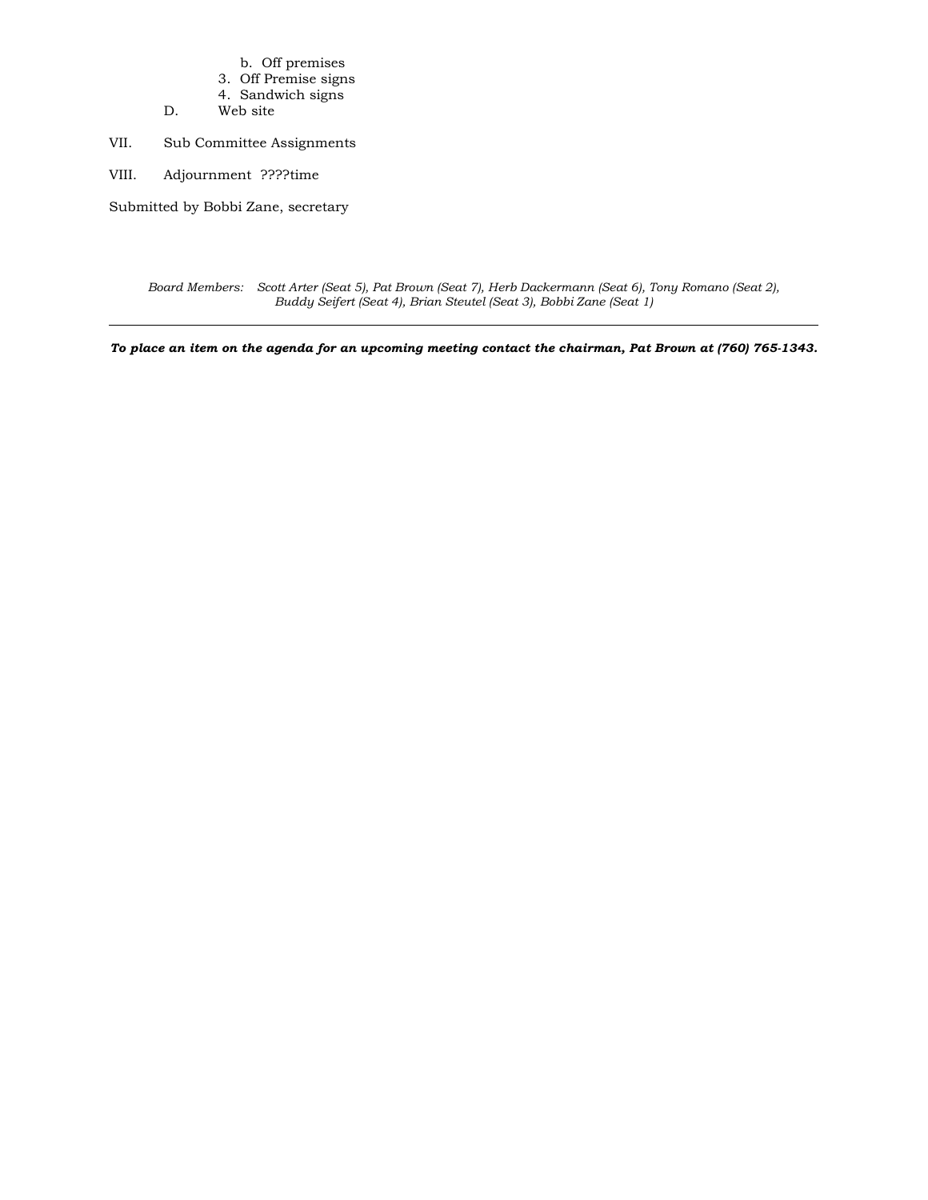b. Off premises
    3. Off Premise signs
    4. Sandwich signs
  D. Web site

VII. Sub Committee Assignments

VIII. Adjournment ????time

Submitted by Bobbi Zane, secretary

*Board Members: Scott Arter (Seat 5), Pat Brown (Seat 7), Herb Dackermann (Seat 6), Tony Romano (Seat 2), Buddy Seifert (Seat 4), Brian Steutel (Seat 3), Bobbi Zane (Seat 1)*

---

***To place an item on the agenda for an upcoming meeting contact the chairman, Pat Brown at (760) 765-1343.***